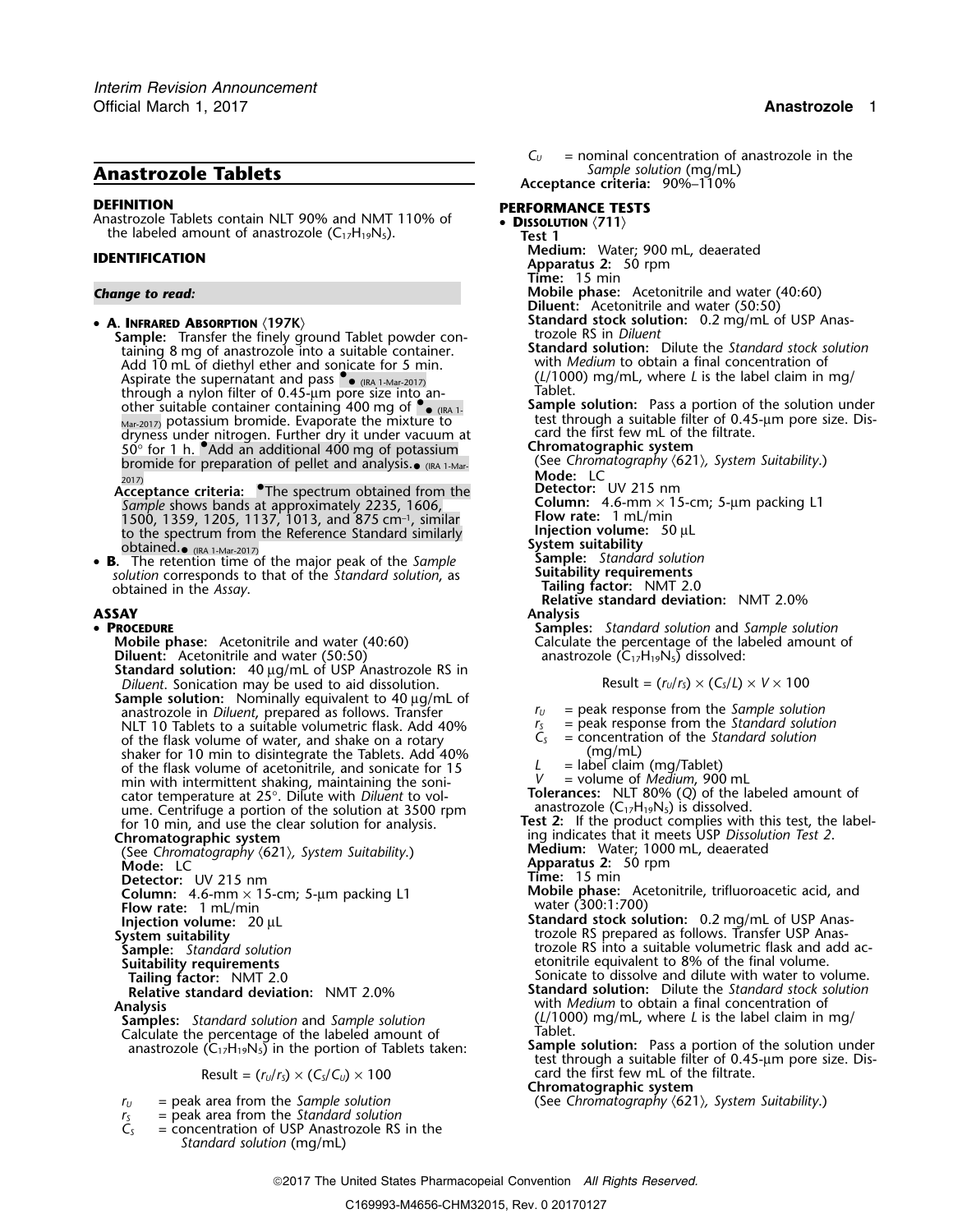# Anastrozole Tablets

## DEFINITION

Anastrozole Tablets contain NLT 90% and NMT 110% of the labeled amount of anastrozole ($C_{17}H_{19}N_5$).

## IDENTIFICATION

*Change to read:*

- **A. Infrared Absorption ⟨197K⟩**

  **Sample:** Transfer the finely ground Tablet powder containing 8 mg of anastrozole into a suitable container. Add 10 mL of diethyl ether and sonicate for 5 min. Aspirate the supernatant and pass •• (IRA 1-Mar-2017) through a nylon filter of 0.45-µm pore size into another suitable container containing 400 mg of •• (IRA 1-Mar-2017) potassium bromide. Evaporate the mixture to dryness under nitrogen. Further dry it under vacuum at 50° for 1 h. •Add an additional 400 mg of potassium bromide for preparation of pellet and analysis.• (IRA 1-Mar-2017)

  **Acceptance criteria:** •The spectrum obtained from the *Sample* shows bands at approximately 2235, 1606, 1500, 1359, 1205, 1137, 1013, and 875 $cm^{-1}$, similar to the spectrum from the Reference Standard similarly obtained.• (IRA 1-Mar-2017)

- **B.** The retention time of the major peak of the *Sample solution* corresponds to that of the *Standard solution*, as obtained in the *Assay*.

## ASSAY

- **Procedure**

  **Mobile phase:** Acetonitrile and water (40:60)

  **Diluent:** Acetonitrile and water (50:50)

  **Standard solution:** 40 µg/mL of USP Anastrozole RS in *Diluent*. Sonication may be used to aid dissolution.

  **Sample solution:** Nominally equivalent to 40 µg/mL of anastrozole in *Diluent*, prepared as follows. Transfer NLT 10 Tablets to a suitable volumetric flask. Add 40% of the flask volume of water, and shake on a rotary shaker for 10 min to disintegrate the Tablets. Add 40% of the flask volume of acetonitrile, and sonicate for 15 min with intermittent shaking, maintaining the sonicator temperature at 25°. Dilute with *Diluent* to volume. Centrifuge a portion of the solution at 3500 rpm for 10 min, and use the clear solution for analysis.

  **Chromatographic system**

  (See *Chromatography ⟨621⟩, System Suitability*.)

  **Mode:** LC

  **Detector:** UV 215 nm

  **Column:** 4.6-mm × 15-cm; 5-µm packing L1

  **Flow rate:** 1 mL/min

  **Injection volume:** 20 µL

  **System suitability**

  **Sample:** *Standard solution*

  **Suitability requirements**

  **Tailing factor:** NMT 2.0

  **Relative standard deviation:** NMT 2.0%

  **Analysis**

  **Samples:** *Standard solution* and *Sample solution*

  Calculate the percentage of the labeled amount of anastrozole ($C_{17}H_{19}N_5$) in the portion of Tablets taken:

  $$\text{Result} = (r_U/r_S) \times (C_S/C_U) \times 100$$

  $r_U$ = peak area from the *Sample solution*

  $r_S$ = peak area from the *Standard solution*

  $C_S$ = concentration of USP Anastrozole RS in the *Standard solution* (mg/mL)

  $C_U$ = nominal concentration of anastrozole in the *Sample solution* (mg/mL)

  **Acceptance criteria:** 90%–110%

## PERFORMANCE TESTS

- **Dissolution ⟨711⟩**

  **Test 1**

  **Medium:** Water; 900 mL, deaerated

  **Apparatus 2:** 50 rpm

  **Time:** 15 min

  **Mobile phase:** Acetonitrile and water (40:60)

  **Diluent:** Acetonitrile and water (50:50)

  **Standard stock solution:** 0.2 mg/mL of USP Anastrozole RS in *Diluent*

  **Standard solution:** Dilute the *Standard stock solution* with *Medium* to obtain a final concentration of ($L$/1000) mg/mL, where $L$ is the label claim in mg/Tablet.

  **Sample solution:** Pass a portion of the solution under test through a suitable filter of 0.45-µm pore size. Discard the first few mL of the filtrate.

  **Chromatographic system**

  (See *Chromatography ⟨621⟩, System Suitability*.)

  **Mode:** LC

  **Detector:** UV 215 nm

  **Column:** 4.6-mm × 15-cm; 5-µm packing L1

  **Flow rate:** 1 mL/min

  **Injection volume:** 50 µL

  **System suitability**

  **Sample:** *Standard solution*

  **Suitability requirements**

  **Tailing factor:** NMT 2.0

  **Relative standard deviation:** NMT 2.0%

  **Analysis**

  **Samples:** *Standard solution* and *Sample solution*

  Calculate the percentage of the labeled amount of anastrozole ($C_{17}H_{19}N_5$) dissolved:

  $$\text{Result} = (r_U/r_S) \times (C_S/L) \times V \times 100$$

  $r_U$ = peak response from the *Sample solution*

  $r_S$ = peak response from the *Standard solution*

  $C_S$ = concentration of the *Standard solution* (mg/mL)

  $L$ = label claim (mg/Tablet)

  $V$ = volume of *Medium*, 900 mL

  **Tolerances:** NLT 80% (*Q*) of the labeled amount of anastrozole ($C_{17}H_{19}N_5$) is dissolved.

  **Test 2:** If the product complies with this test, the labeling indicates that it meets USP *Dissolution Test 2*.

  **Medium:** Water; 1000 mL, deaerated

  **Apparatus 2:** 50 rpm

  **Time:** 15 min

  **Mobile phase:** Acetonitrile, trifluoroacetic acid, and water (300:1:700)

  **Standard stock solution:** 0.2 mg/mL of USP Anastrozole RS prepared as follows. Transfer USP Anastrozole RS into a suitable volumetric flask and add acetonitrile equivalent to 8% of the final volume. Sonicate to dissolve and dilute with water to volume.

  **Standard solution:** Dilute the *Standard stock solution* with *Medium* to obtain a final concentration of ($L$/1000) mg/mL, where $L$ is the label claim in mg/Tablet.

  **Sample solution:** Pass a portion of the solution under test through a suitable filter of 0.45-µm pore size. Discard the first few mL of the filtrate.

  **Chromatographic system**

  (See *Chromatography ⟨621⟩, System Suitability*.)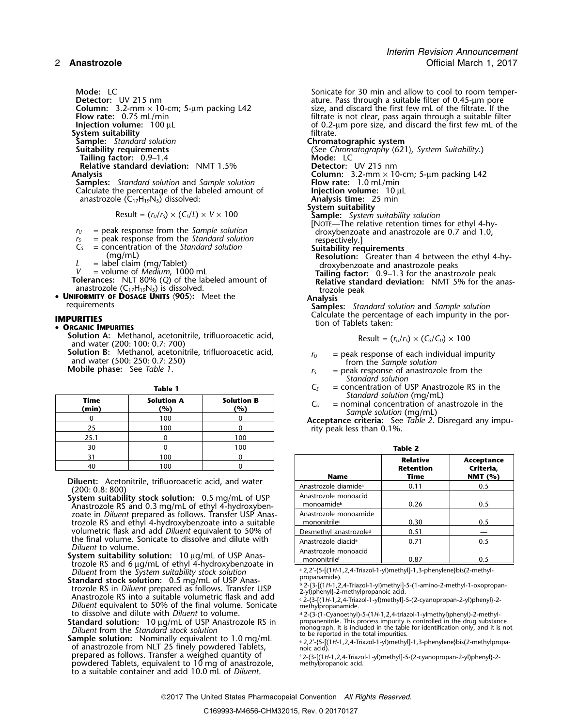**Mode:** LC
**Detector:** UV 215 nm
**Column:** 3.2-mm × 10-cm; 5-µm packing L42
**Flow rate:** 0.75 mL/min
**Injection volume:** 100 µL

**System suitability**

**Sample:** *Standard solution*

**Suitability requirements**

**Tailing factor:** 0.9–1.4

**Relative standard deviation:** NMT 1.5%

**Analysis**

**Samples:** *Standard solution* and *Sample solution*

Calculate the percentage of the labeled amount of anastrozole ($C_{17}H_{19}N_5$) dissolved:

$$\text{Result} = (r_U/r_S) \times (C_S/L) \times V \times 100$$

$r_U$ = peak response from the *Sample solution*
$r_S$ = peak response from the *Standard solution*
$C_S$ = concentration of the *Standard solution* (mg/mL)
$L$ = label claim (mg/Tablet)
$V$ = volume of *Medium*, 1000 mL

**Tolerances:** NLT 80% (*Q*) of the labeled amount of anastrozole ($C_{17}H_{19}N_5$) is dissolved.

- **UNIFORMITY OF DOSAGE UNITS** ⟨905⟩**:** Meet the requirements

## IMPURITIES

- **ORGANIC IMPURITIES**

**Solution A:** Methanol, acetonitrile, trifluoroacetic acid, and water (200: 100: 0.7: 700)
**Solution B:** Methanol, acetonitrile, trifluoroacetic acid, and water (500: 250: 0.7: 250)
**Mobile phase:** See *Table 1*.

**Table 1**

| Time (min) | Solution A (%) | Solution B (%) |
|---|---|---|
| 0 | 100 | 0 |
| 25 | 100 | 0 |
| 25.1 | 0 | 100 |
| 30 | 0 | 100 |
| 31 | 100 | 0 |
| 40 | 100 | 0 |

**Diluent:** Acetonitrile, trifluoroacetic acid, and water (200: 0.8: 800)

**System suitability stock solution:** 0.5 mg/mL of USP Anastrozole RS and 0.3 mg/mL of ethyl 4-hydroxybenzoate in *Diluent* prepared as follows. Transfer USP Anastrozole RS and ethyl 4-hydroxybenzoate into a suitable volumetric flask and add *Diluent* equivalent to 50% of the final volume. Sonicate to dissolve and dilute with *Diluent* to volume.

**System suitability solution:** 10 µg/mL of USP Anastrozole RS and 6 µg/mL of ethyl 4-hydroxybenzoate in *Diluent* from the *System suitability stock solution*

**Standard stock solution:** 0.5 mg/mL of USP Anastrozole RS in *Diluent* prepared as follows. Transfer USP Anastrozole RS into a suitable volumetric flask and add *Diluent* equivalent to 50% of the final volume. Sonicate to dissolve and dilute with *Diluent* to volume.

**Standard solution:** 10 µg/mL of USP Anastrozole RS in *Diluent* from the *Standard stock solution*

**Sample solution:** Nominally equivalent to 1.0 mg/mL of anastrozole from NLT 25 finely powdered Tablets, prepared as follows. Transfer a weighed quantity of powdered Tablets, equivalent to 10 mg of anastrozole, to a suitable container and add 10.0 mL of *Diluent*. Sonicate for 30 min and allow to cool to room temperature. Pass through a suitable filter of 0.45-µm pore size, and discard the first few mL of the filtrate. If the filtrate is not clear, pass again through a suitable filter of 0.2-µm pore size, and discard the first few mL of the filtrate.

**Chromatographic system**

(See *Chromatography* ⟨621⟩, *System Suitability*.)

**Mode:** LC
**Detector:** UV 215 nm
**Column:** 3.2-mm × 10-cm; 5-µm packing L42
**Flow rate:** 1.0 mL/min
**Injection volume:** 10 µL
**Analysis time:** 25 min

**System suitability**

**Sample:** *System suitability solution*

[NOTE—The relative retention times for ethyl 4-hydroxybenzoate and anastrozole are 0.7 and 1.0, respectively.]

**Suitability requirements**

**Resolution:** Greater than 4 between the ethyl 4-hydroxybenzoate and anastrozole peaks

**Tailing factor:** 0.9–1.3 for the anastrozole peak

**Relative standard deviation:** NMT 5% for the anastrozole peak

**Analysis**

**Samples:** *Standard solution* and *Sample solution*

Calculate the percentage of each impurity in the portion of Tablets taken:

$$\text{Result} = (r_U/r_S) \times (C_S/C_U) \times 100$$

$r_U$ = peak response of each individual impurity from the *Sample solution*
$r_S$ = peak response of anastrozole from the *Standard solution*
$C_S$ = concentration of USP Anastrozole RS in the *Standard solution* (mg/mL)
$C_U$ = nominal concentration of anastrozole in the *Sample solution* (mg/mL)

**Acceptance criteria:** See *Table 2*. Disregard any impurity peak less than 0.1%.

**Table 2**

| Name | Relative Retention Time | Acceptance Criteria, NMT (%) |
|---|---|---|
| Anastrozole diamide[a] | 0.11 | 0.5 |
| Anastrozole monoacid monoamide[b] | 0.26 | 0.5 |
| Anastrozole monoamide mononitrile[c] | 0.30 | 0.5 |
| Desmethyl anastrozole[d] | 0.51 | — |
| Anastrozole diacid[e] | 0.71 | 0.5 |
| Anastrozole monoacid mononitrile[f] | 0.87 | 0.5 |

[a] 2,2′-{5-[(1*H*-1,2,4-Triazol-1-yl)methyl]-1,3-phenylene}bis(2-methylpropanamide).

[b] 2-{3-[(1*H*-1,2,4-Triazol-1-yl)methyl]-5-(1-amino-2-methyl-1-oxopropan-2-yl)phenyl}-2-methylpropanoic acid.

[c] 2-{3-[(1*H*-1,2,4-Triazol-1-yl)methyl]-5-(2-cyanopropan-2-yl)phenyl}-2-methylpropanamide.

[d] 2-(3-(1-Cyanoethyl)-5-(1*H*-1,2,4-triazol-1-ylmethyl)phenyl)-2-methylpropanenitrile. This process impurity is controlled in the drug substance monograph. It is included in the table for identification only, and it is not to be reported in the total impurities.

[e] 2,2′-{5-[(1*H*-1,2,4-Triazol-1-yl)methyl]-1,3-phenylene}bis(2-methylpropanoic acid).

[f] 2-{3-[(1*H*-1,2,4-Triazol-1-yl)methyl]-5-(2-cyanopropan-2-yl)phenyl}-2-methylpropanoic acid.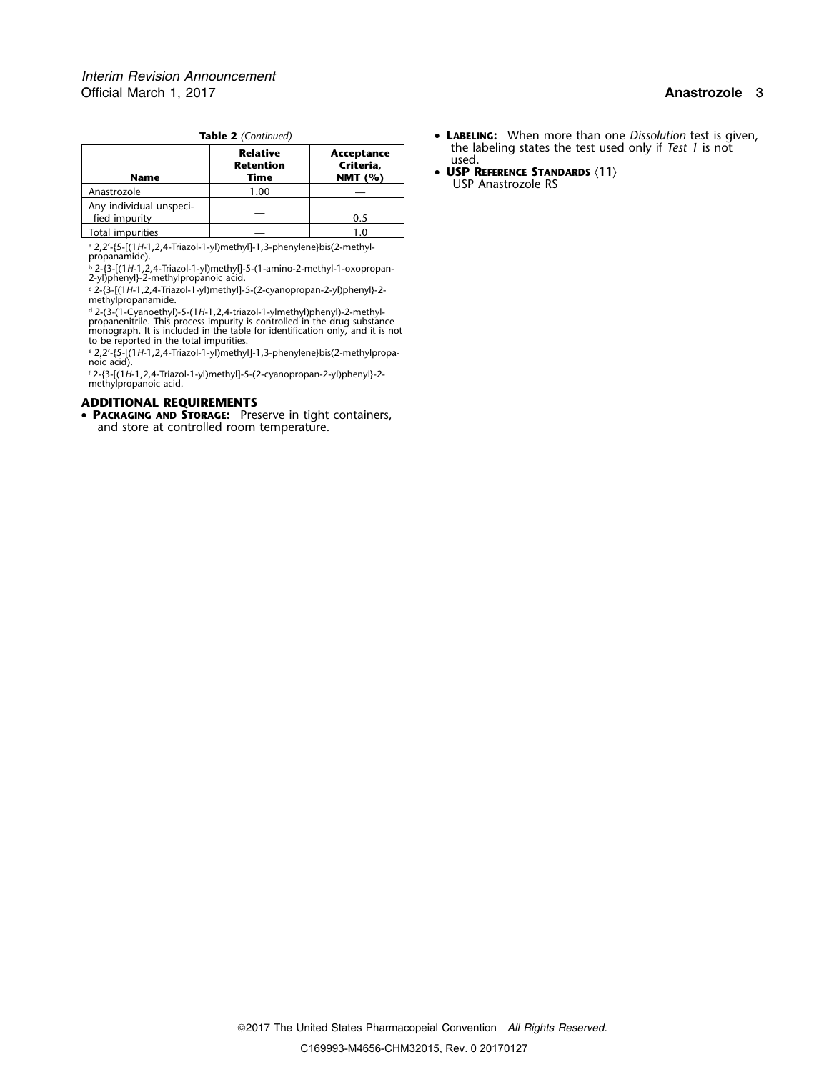**Table 2** *(Continued)*

| Name | Relative Retention Time | Acceptance Criteria, NMT (%) |
| --- | --- | --- |
| Anastrozole | 1.00 | — |
| Any individual unspecified impurity | — | 0.5 |
| Total impurities | — | 1.0 |

[a] 2,2′-{5-[(1*H*-1,2,4-Triazol-1-yl)methyl]-1,3-phenylene}bis(2-methylpropanamide).

[b] 2-{3-[(1*H*-1,2,4-Triazol-1-yl)methyl]-5-(1-amino-2-methyl-1-oxopropan-2-yl)phenyl}-2-methylpropanoic acid.

[c] 2-{3-[(1*H*-1,2,4-Triazol-1-yl)methyl]-5-(2-cyanopropan-2-yl)phenyl}-2-methylpropanamide.

[d] 2-(3-(1-Cyanoethyl)-5-(1*H*-1,2,4-triazol-1-ylmethyl)phenyl)-2-methylpropanenitrile. This process impurity is controlled in the drug substance monograph. It is included in the table for identification only, and it is not to be reported in the total impurities.

[e] 2,2′-{5-[(1*H*-1,2,4-Triazol-1-yl)methyl]-1,3-phenylene}bis(2-methylpropanoic acid).

[f] 2-{3-[(1*H*-1,2,4-Triazol-1-yl)methyl]-5-(2-cyanopropan-2-yl)phenyl}-2-methylpropanoic acid.

## ADDITIONAL REQUIREMENTS

- **Packaging and Storage:** Preserve in tight containers, and store at controlled room temperature.
- **Labeling:** When more than one *Dissolution* test is given, the labeling states the test used only if *Test 1* is not used.
- **USP Reference Standards ⟨11⟩**
  USP Anastrozole RS